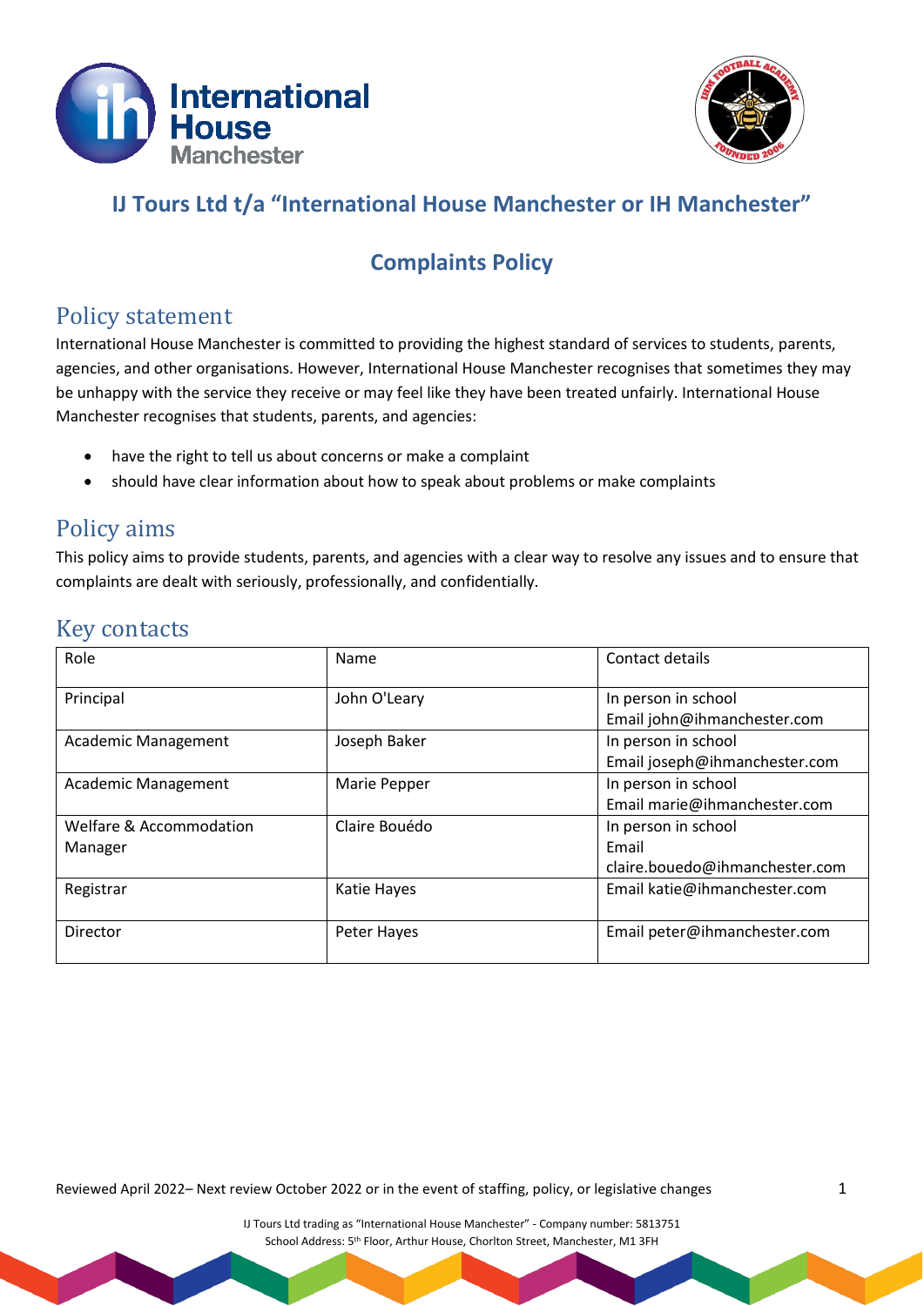# IJ Tours Ltd t/a "International House Manchester or IH Manchester"

## Complaints Policy

### Policy statement

International House Manchester is committed to providing the highest standard of services to students, parents, agencies, and other organisations. However, International House Manchester recognises that sometimes they may be unhappy with the service they receive or may feel like they have been treated unfairly. International House Manchester recognises that students, parents, and agencies:

- have the right to tell us about concerns or make a complaint
- should have clear information about how to speak about problems or make complaints

### Policy aims

This policy aims to provide students, parents, and agencies with a clear way to resolve any issues and to ensure that complaints are dealt with seriously, professionally, and confidentially.

### Key contacts

| Role | Name | Contact details |
|---|---|---|
| Principal | John O'Leary | In person in school<br>Email john@ihmanchester.com |
| Academic Management | Joseph Baker | In person in school<br>Email joseph@ihmanchester.com |
| Academic Management | Marie Pepper | In person in school<br>Email marie@ihmanchester.com |
| Welfare & Accommodation Manager | Claire Bouédo | In person in school<br>Email claire.boudeo@ihmanchester.com |
| Registrar | Katie Hayes | Email katie@ihmanchester.com |
| Director | Peter Hayes | Email peter@ihmanchester.com |

Reviewed April 2022– Next review October 2022 or in the event of staffing, policy, or legislative changes

IJ Tours Ltd trading as "International House Manchester" - Company number: 5813751
School Address: 5th Floor, Arthur House, Chorlton Street, Manchester, M1 3FH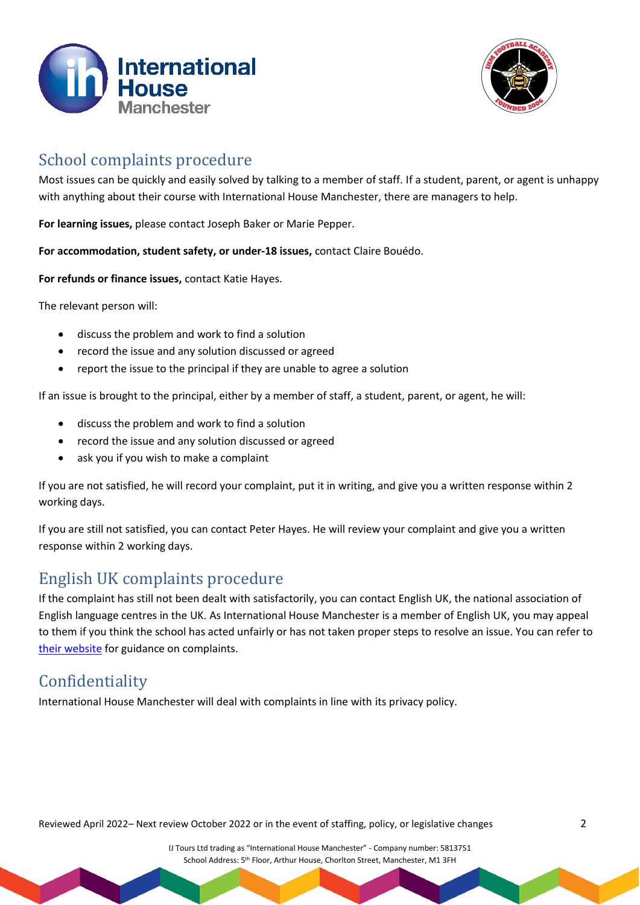## School complaints procedure

Most issues can be quickly and easily solved by talking to a member of staff. If a student, parent, or agent is unhappy with anything about their course with International House Manchester, there are managers to help.

**For learning issues,** please contact Joseph Baker or Marie Pepper.

**For accommodation, student safety, or under-18 issues,** contact Claire Bouédo.

**For refunds or finance issues,** contact Katie Hayes.

The relevant person will:

- discuss the problem and work to find a solution
- record the issue and any solution discussed or agreed
- report the issue to the principal if they are unable to agree a solution

If an issue is brought to the principal, either by a member of staff, a student, parent, or agent, he will:

- discuss the problem and work to find a solution
- record the issue and any solution discussed or agreed
- ask you if you wish to make a complaint

If you are not satisfied, he will record your complaint, put it in writing, and give you a written response within 2 working days.

If you are still not satisfied, you can contact Peter Hayes. He will review your complaint and give you a written response within 2 working days.

## English UK complaints procedure

If the complaint has still not been dealt with satisfactorily, you can contact English UK, the national association of English language centres in the UK. As International House Manchester is a member of English UK, you may appeal to them if you think the school has acted unfairly or has not taken proper steps to resolve an issue. You can refer to their website for guidance on complaints.

## Confidentiality

International House Manchester will deal with complaints in line with its privacy policy.

Reviewed April 2022– Next review October 2022 or in the event of staffing, policy, or legislative changes

IJ Tours Ltd trading as "International House Manchester" - Company number: 5813751
School Address: 5th Floor, Arthur House, Chorlton Street, Manchester, M1 3FH